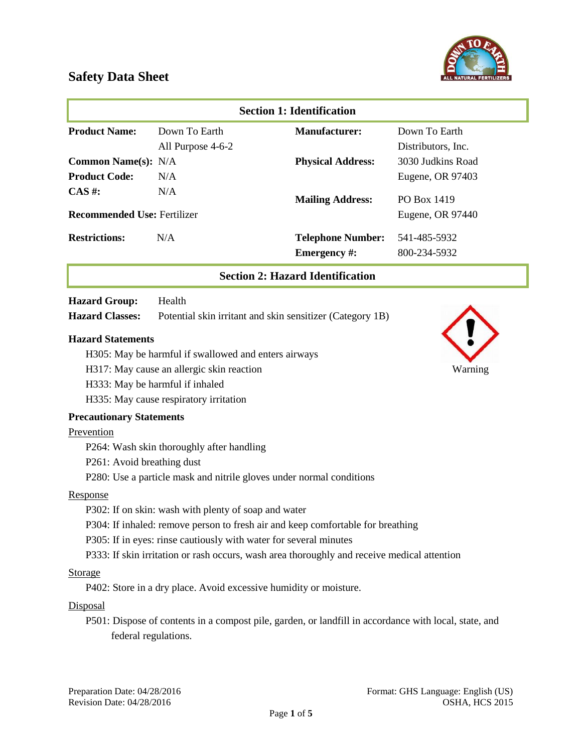# Safety Data Sheet

## Section 1: Identification

| | | | |
|---|---|---|---|
| **Product Name:** | Down To Earth All Purpose 4-6-2 | **Manufacturer:** | Down To Earth Distributors, Inc. |
| **Common Name(s):** | N/A | **Physical Address:** | 3030 Judkins Road Eugene, OR 97403 |
| **Product Code:** | N/A | | |
| **CAS #:** | N/A | **Mailing Address:** | PO Box 1419 Eugene, OR 97440 |
| **Recommended Use:** | Fertilizer | | |
| **Restrictions:** | N/A | **Telephone Number:** | 541-485-5932 |
| | | **Emergency #:** | 800-234-5932 |

## Section 2: Hazard Identification

**Hazard Group:** Health

**Hazard Classes:** Potential skin irritant and skin sensitizer (Category 1B)

Warning

### Hazard Statements

- H305: May be harmful if swallowed and enters airways
- H317: May cause an allergic skin reaction
- H333: May be harmful if inhaled
- H335: May cause respiratory irritation

### Precautionary Statements

Prevention

- P264: Wash skin thoroughly after handling
- P261: Avoid breathing dust
- P280: Use a particle mask and nitrile gloves under normal conditions

Response

- P302: If on skin: wash with plenty of soap and water
- P304: If inhaled: remove person to fresh air and keep comfortable for breathing
- P305: If in eyes: rinse cautiously with water for several minutes
- P333: If skin irritation or rash occurs, wash area thoroughly and receive medical attention

Storage

- P402: Store in a dry place. Avoid excessive humidity or moisture.

Disposal

- P501: Dispose of contents in a compost pile, garden, or landfill in accordance with local, state, and federal regulations.

Preparation Date: 04/28/2016
Revision Date: 04/28/2016

Format: GHS Language: English (US)
OSHA, HCS 2015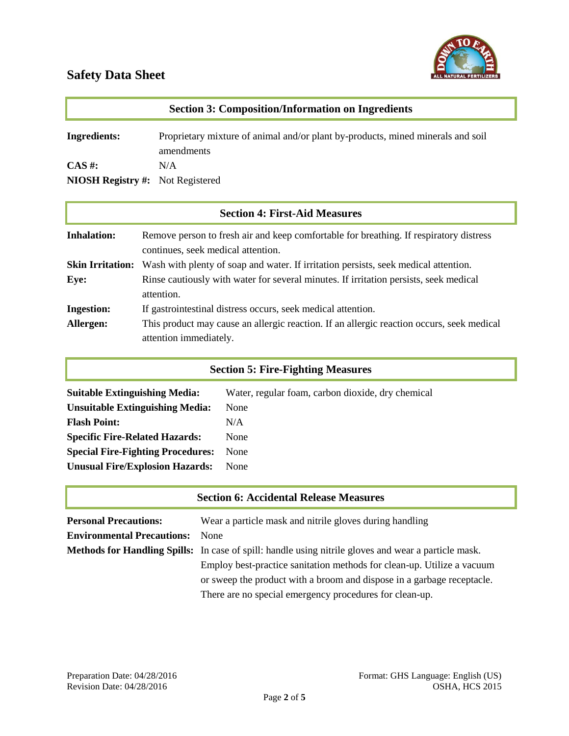## Section 3: Composition/Information on Ingredients

**Ingredients:** Proprietary mixture of animal and/or plant by-products, mined minerals and soil amendments

**CAS #:** N/A

**NIOSH Registry #:** Not Registered

## Section 4: First-Aid Measures

**Inhalation:** Remove person to fresh air and keep comfortable for breathing. If respiratory distress continues, seek medical attention.

**Skin Irritation:** Wash with plenty of soap and water. If irritation persists, seek medical attention.

**Eye:** Rinse cautiously with water for several minutes. If irritation persists, seek medical attention.

**Ingestion:** If gastrointestinal distress occurs, seek medical attention.

**Allergen:** This product may cause an allergic reaction. If an allergic reaction occurs, seek medical attention immediately.

## Section 5: Fire-Fighting Measures

**Suitable Extinguishing Media:** Water, regular foam, carbon dioxide, dry chemical

**Unsuitable Extinguishing Media:** None

**Flash Point:** N/A

**Specific Fire-Related Hazards:** None

**Special Fire-Fighting Procedures:** None

**Unusual Fire/Explosion Hazards:** None

## Section 6: Accidental Release Measures

**Personal Precautions:** Wear a particle mask and nitrile gloves during handling

**Environmental Precautions:** None

**Methods for Handling Spills:** In case of spill: handle using nitrile gloves and wear a particle mask. Employ best-practice sanitation methods for clean-up. Utilize a vacuum or sweep the product with a broom and dispose in a garbage receptacle. There are no special emergency procedures for clean-up.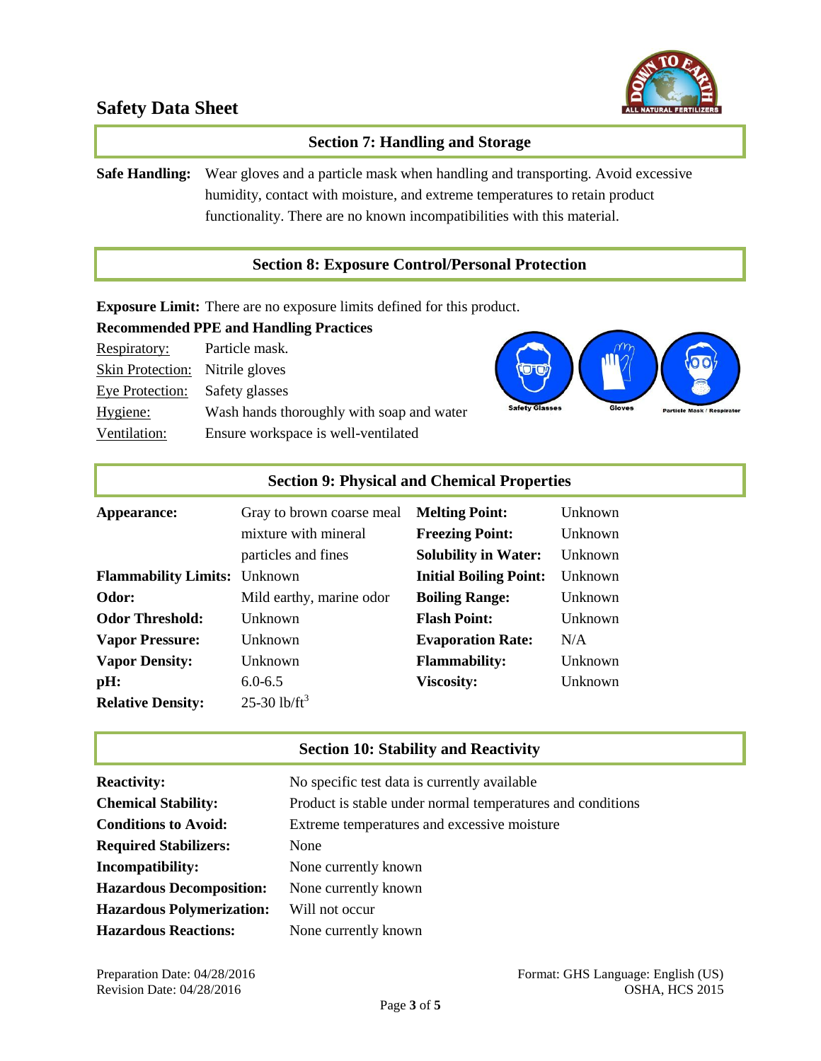# Safety Data Sheet

## Section 7: Handling and Storage

**Safe Handling:** Wear gloves and a particle mask when handling and transporting. Avoid excessive humidity, contact with moisture, and extreme temperatures to retain product functionality. There are no known incompatibilities with this material.

## Section 8: Exposure Control/Personal Protection

**Exposure Limit:** There are no exposure limits defined for this product.

**Recommended PPE and Handling Practices**

| | |
|---|---|
| Respiratory: | Particle mask. |
| Skin Protection: | Nitrile gloves |
| Eye Protection: | Safety glasses |
| Hygiene: | Wash hands thoroughly with soap and water |
| Ventilation: | Ensure workspace is well-ventilated |

Safety Glasses | Gloves | Particle Mask / Respirator

## Section 9: Physical and Chemical Properties

| | | | |
|---|---|---|---|
| **Appearance:** | Gray to brown coarse meal mixture with mineral particles and fines | **Melting Point:** | Unknown |
| | | **Freezing Point:** | Unknown |
| | | **Solubility in Water:** | Unknown |
| **Flammability Limits:** | Unknown | **Initial Boiling Point:** | Unknown |
| **Odor:** | Mild earthy, marine odor | **Boiling Range:** | Unknown |
| **Odor Threshold:** | Unknown | **Flash Point:** | Unknown |
| **Vapor Pressure:** | Unknown | **Evaporation Rate:** | N/A |
| **Vapor Density:** | Unknown | **Flammability:** | Unknown |
| **pH:** | 6.0-6.5 | **Viscosity:** | Unknown |
| **Relative Density:** | 25-30 $lb/ft^3$ | | |

## Section 10: Stability and Reactivity

| | |
|---|---|
| **Reactivity:** | No specific test data is currently available |
| **Chemical Stability:** | Product is stable under normal temperatures and conditions |
| **Conditions to Avoid:** | Extreme temperatures and excessive moisture |
| **Required Stabilizers:** | None |
| **Incompatibility:** | None currently known |
| **Hazardous Decomposition:** | None currently known |
| **Hazardous Polymerization:** | Will not occur |
| **Hazardous Reactions:** | None currently known |

Preparation Date: 04/28/2016
Revision Date: 04/28/2016

Format: GHS Language: English (US)
OSHA, HCS 2015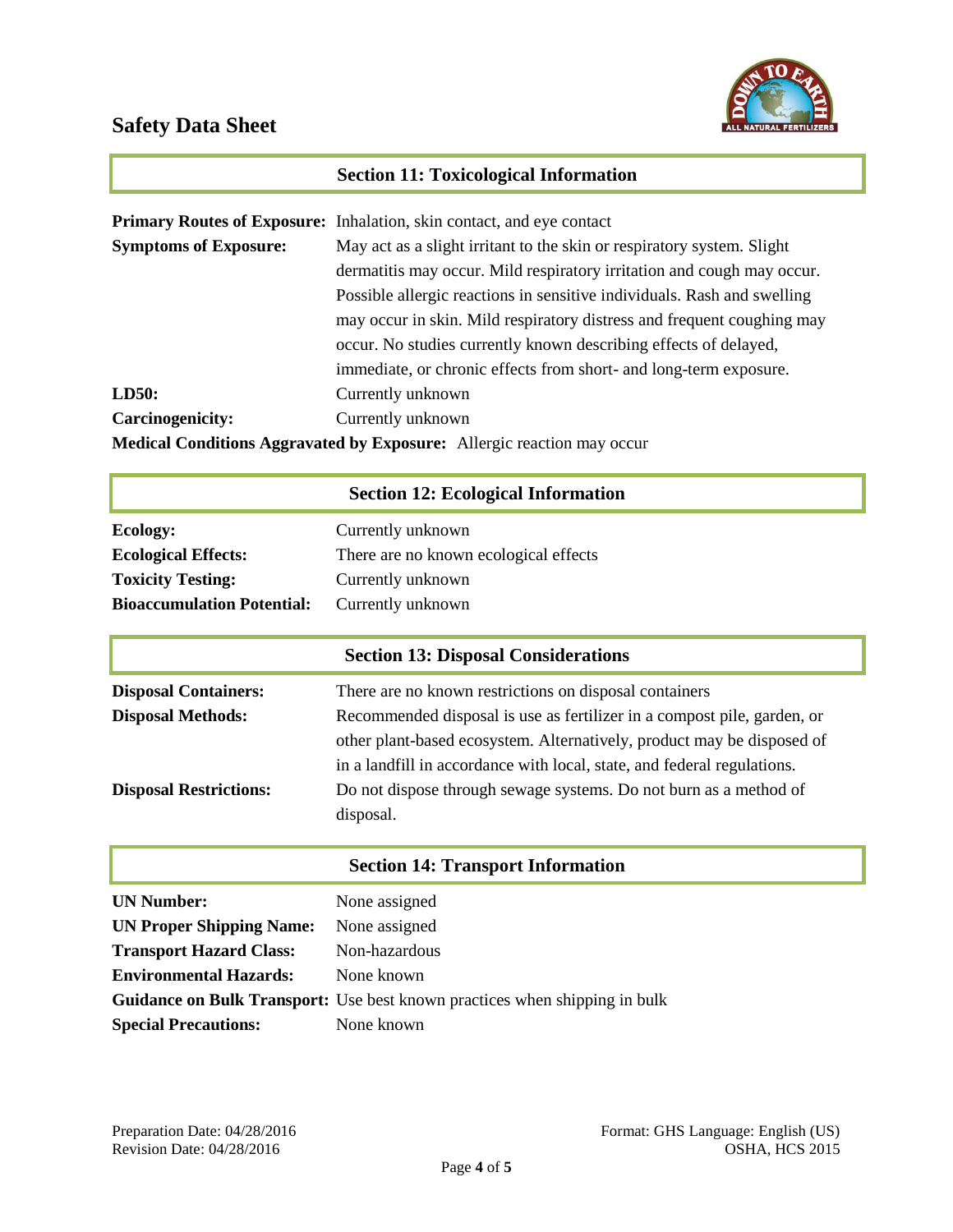# Safety Data Sheet

## Section 11: Toxicological Information

**Primary Routes of Exposure:** Inhalation, skin contact, and eye contact

**Symptoms of Exposure:** May act as a slight irritant to the skin or respiratory system. Slight dermatitis may occur. Mild respiratory irritation and cough may occur. Possible allergic reactions in sensitive individuals. Rash and swelling may occur in skin. Mild respiratory distress and frequent coughing may occur. No studies currently known describing effects of delayed, immediate, or chronic effects from short- and long-term exposure.

**LD50:** Currently unknown

**Carcinogenicity:** Currently unknown

**Medical Conditions Aggravated by Exposure:** Allergic reaction may occur

## Section 12: Ecological Information

**Ecology:** Currently unknown

**Ecological Effects:** There are no known ecological effects

**Toxicity Testing:** Currently unknown

**Bioaccumulation Potential:** Currently unknown

## Section 13: Disposal Considerations

**Disposal Containers:** There are no known restrictions on disposal containers

**Disposal Methods:** Recommended disposal is use as fertilizer in a compost pile, garden, or other plant-based ecosystem. Alternatively, product may be disposed of in a landfill in accordance with local, state, and federal regulations.

**Disposal Restrictions:** Do not dispose through sewage systems. Do not burn as a method of disposal.

## Section 14: Transport Information

**UN Number:** None assigned

**UN Proper Shipping Name:** None assigned

**Transport Hazard Class:** Non-hazardous

**Environmental Hazards:** None known

**Guidance on Bulk Transport:** Use best known practices when shipping in bulk

**Special Precautions:** None known

Preparation Date: 04/28/2016
Revision Date: 04/28/2016

Format: GHS Language: English (US)
OSHA, HCS 2015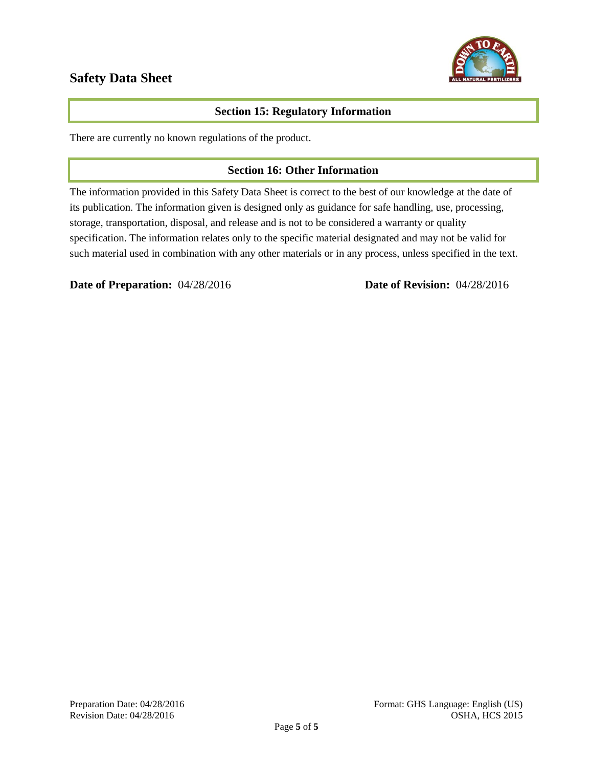## Section 15: Regulatory Information

There are currently no known regulations of the product.

## Section 16: Other Information

The information provided in this Safety Data Sheet is correct to the best of our knowledge at the date of its publication. The information given is designed only as guidance for safe handling, use, processing, storage, transportation, disposal, and release and is not to be considered a warranty or quality specification. The information relates only to the specific material designated and may not be valid for such material used in combination with any other materials or in any process, unless specified in the text.

**Date of Preparation:** 04/28/2016 **Date of Revision:** 04/28/2016